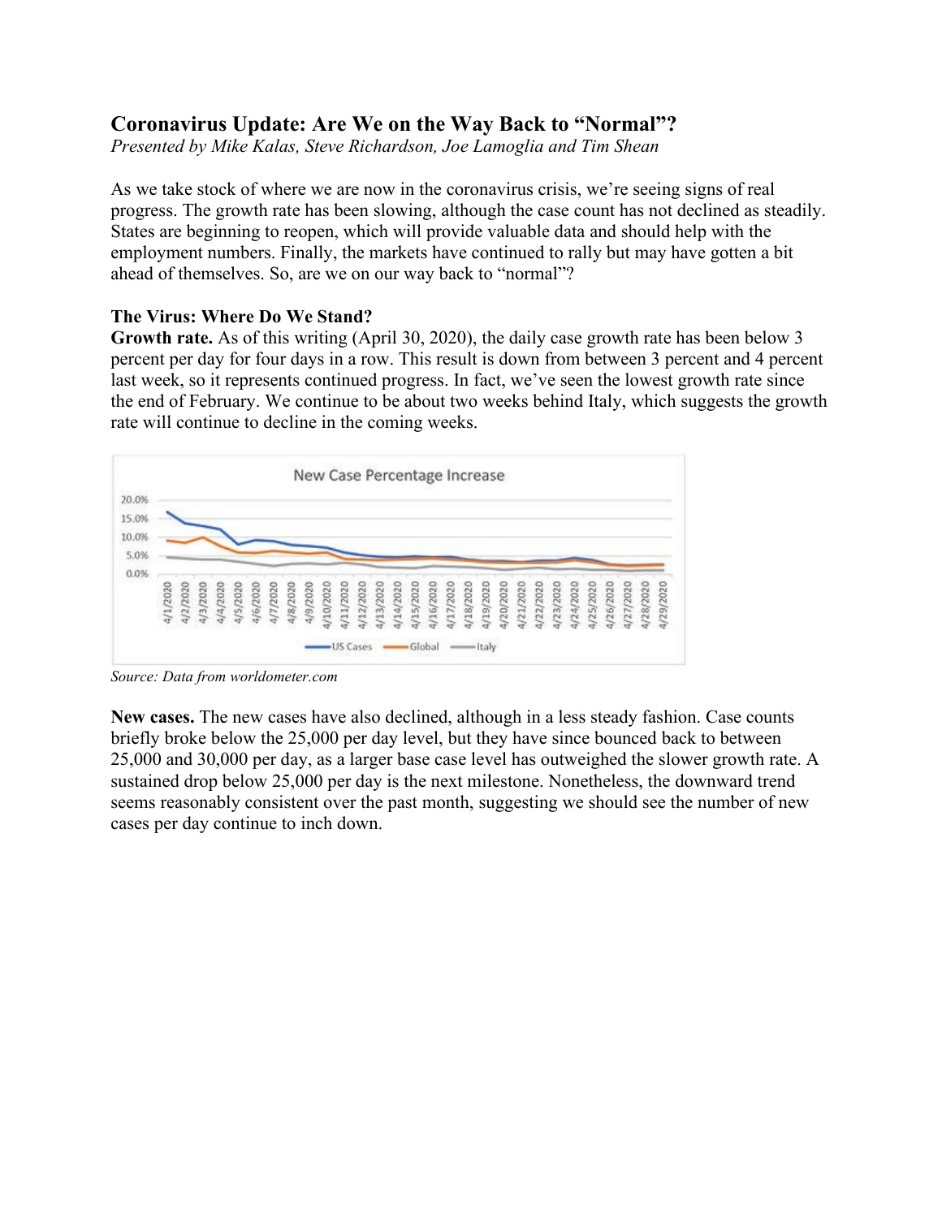# Coronavirus Update: Are We on the Way Back to "Normal"?

*Presented by Mike Kalas, Steve Richardson, Joe Lamoglia and Tim Shean*

As we take stock of where we are now in the coronavirus crisis, we're seeing signs of real progress. The growth rate has been slowing, although the case count has not declined as steadily. States are beginning to reopen, which will provide valuable data and should help with the employment numbers. Finally, the markets have continued to rally but may have gotten a bit ahead of themselves. So, are we on our way back to "normal"?

## The Virus: Where Do We Stand?

**Growth rate.** As of this writing (April 30, 2020), the daily case growth rate has been below 3 percent per day for four days in a row. This result is down from between 3 percent and 4 percent last week, so it represents continued progress. In fact, we've seen the lowest growth rate since the end of February. We continue to be about two weeks behind Italy, which suggests the growth rate will continue to decline in the coming weeks.

*Source: Data from worldometer.com*

**New cases.** The new cases have also declined, although in a less steady fashion. Case counts briefly broke below the 25,000 per day level, but they have since bounced back to between 25,000 and 30,000 per day, as a larger base case level has outweighed the slower growth rate. A sustained drop below 25,000 per day is the next milestone. Nonetheless, the downward trend seems reasonably consistent over the past month, suggesting we should see the number of new cases per day continue to inch down.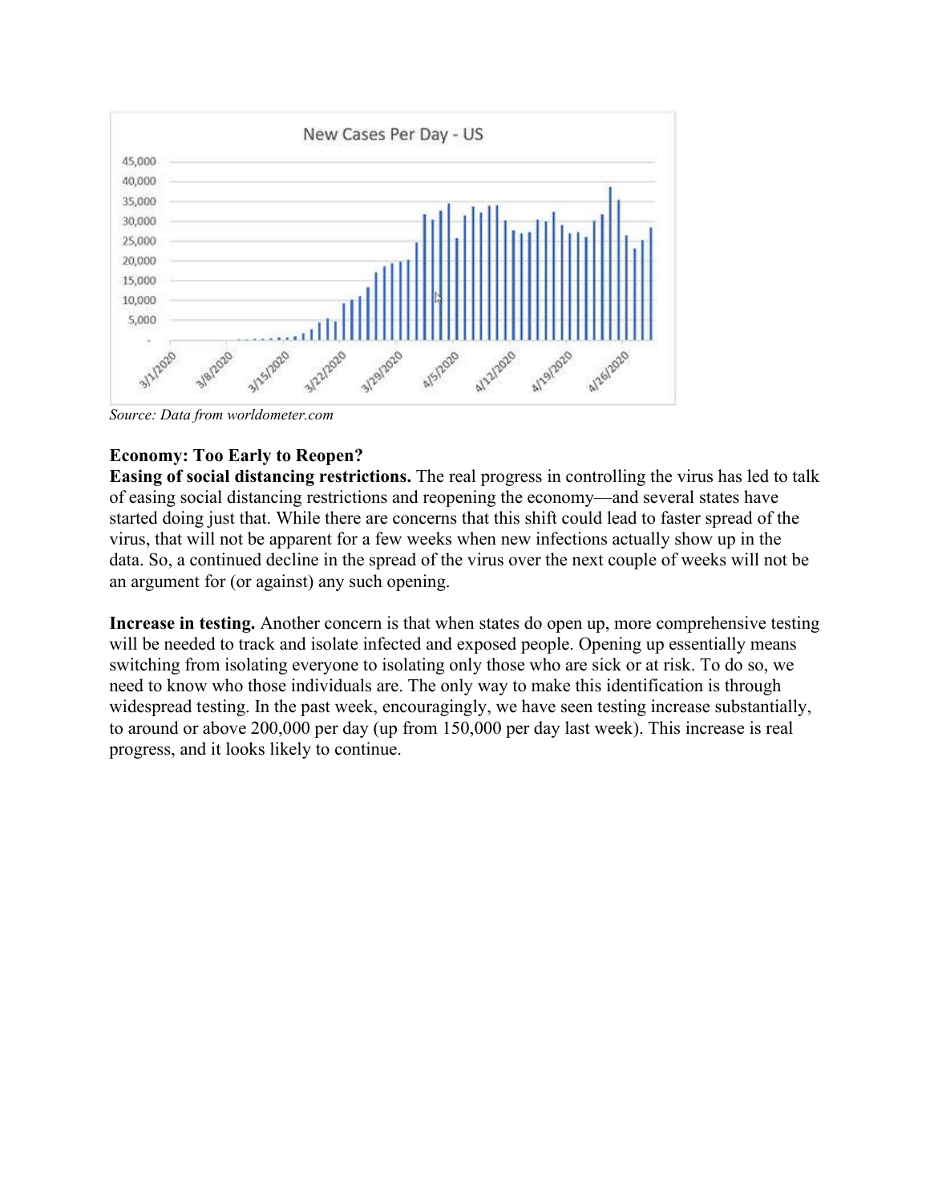Source: Data from worldometer.com

**Economy: Too Early to Reopen?**

**Easing of social distancing restrictions.** The real progress in controlling the virus has led to talk of easing social distancing restrictions and reopening the economy—and several states have started doing just that. While there are concerns that this shift could lead to faster spread of the virus, that will not be apparent for a few weeks when new infections actually show up in the data. So, a continued decline in the spread of the virus over the next couple of weeks will not be an argument for (or against) any such opening.

**Increase in testing.** Another concern is that when states do open up, more comprehensive testing will be needed to track and isolate infected and exposed people. Opening up essentially means switching from isolating everyone to isolating only those who are sick or at risk. To do so, we need to know who those individuals are. The only way to make this identification is through widespread testing. In the past week, encouragingly, we have seen testing increase substantially, to around or above 200,000 per day (up from 150,000 per day last week). This increase is real progress, and it looks likely to continue.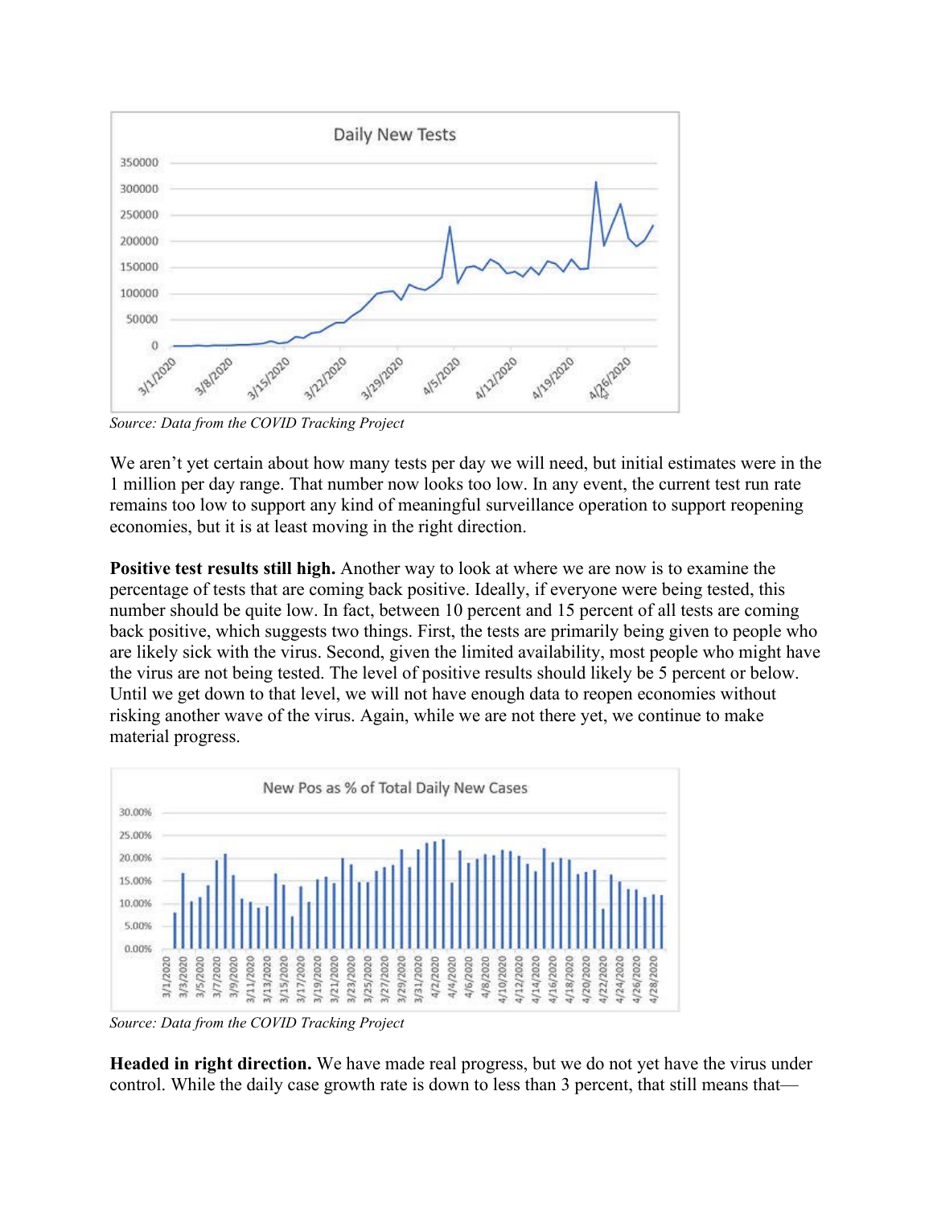Source: Data from the COVID Tracking Project*

We aren't yet certain about how many tests per day we will need, but initial estimates were in the 1 million per day range. That number now looks too low. In any event, the current test run rate remains too low to support any kind of meaningful surveillance operation to support reopening economies, but it is at least moving in the right direction.

**Positive test results still high.** Another way to look at where we are now is to examine the percentage of tests that are coming back positive. Ideally, if everyone were being tested, this number should be quite low. In fact, between 10 percent and 15 percent of all tests are coming back positive, which suggests two things. First, the tests are primarily being given to people who are likely sick with the virus. Second, given the limited availability, most people who might have the virus are not being tested. The level of positive results should likely be 5 percent or below. Until we get down to that level, we will not have enough data to reopen economies without risking another wave of the virus. Again, while we are not there yet, we continue to make material progress.

*Source: Data from the COVID Tracking Project*

**Headed in right direction.** We have made real progress, but we do not yet have the virus under control. While the daily case growth rate is down to less than 3 percent, that still means that—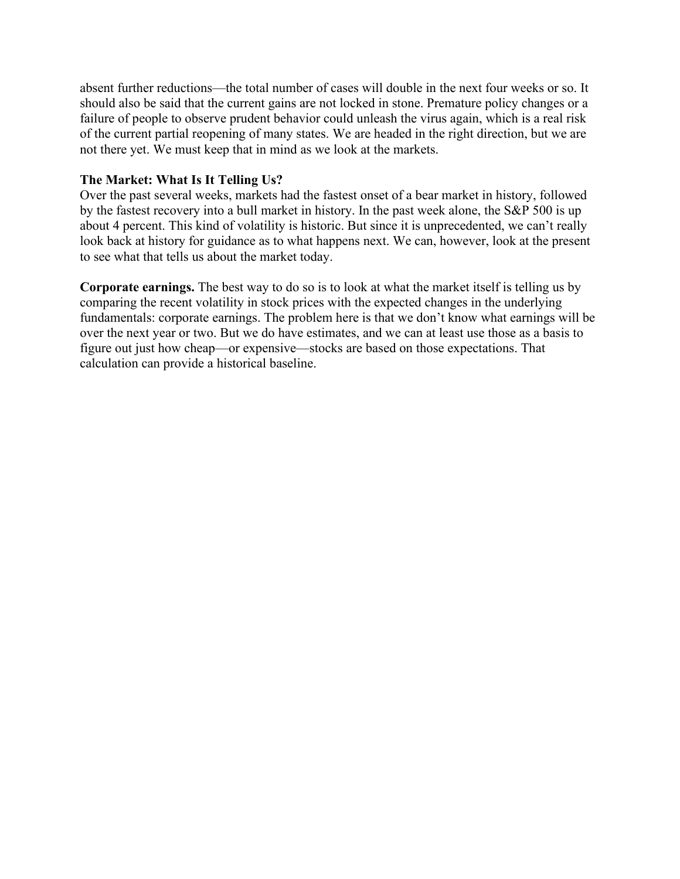absent further reductions—the total number of cases will double in the next four weeks or so. It should also be said that the current gains are not locked in stone. Premature policy changes or a failure of people to observe prudent behavior could unleash the virus again, which is a real risk of the current partial reopening of many states. We are headed in the right direction, but we are not there yet. We must keep that in mind as we look at the markets.

**The Market: What Is It Telling Us?**

Over the past several weeks, markets had the fastest onset of a bear market in history, followed by the fastest recovery into a bull market in history. In the past week alone, the S&P 500 is up about 4 percent. This kind of volatility is historic. But since it is unprecedented, we can't really look back at history for guidance as to what happens next. We can, however, look at the present to see what that tells us about the market today.

**Corporate earnings.** The best way to do so is to look at what the market itself is telling us by comparing the recent volatility in stock prices with the expected changes in the underlying fundamentals: corporate earnings. The problem here is that we don't know what earnings will be over the next year or two. But we do have estimates, and we can at least use those as a basis to figure out just how cheap—or expensive—stocks are based on those expectations. That calculation can provide a historical baseline.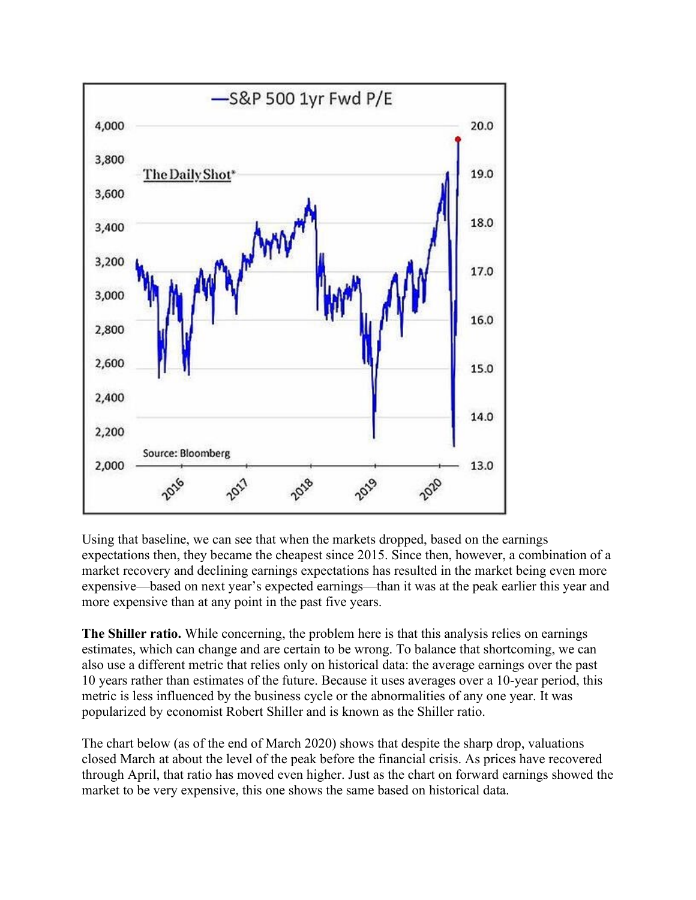Using that baseline, we can see that when the markets dropped, based on the earnings expectations then, they became the cheapest since 2015. Since then, however, a combination of a market recovery and declining earnings expectations has resulted in the market being even more expensive—based on next year's expected earnings—than it was at the peak earlier this year and more expensive than at any point in the past five years.

**The Shiller ratio.** While concerning, the problem here is that this analysis relies on earnings estimates, which can change and are certain to be wrong. To balance that shortcoming, we can also use a different metric that relies only on historical data: the average earnings over the past 10 years rather than estimates of the future. Because it uses averages over a 10-year period, this metric is less influenced by the business cycle or the abnormalities of any one year. It was popularized by economist Robert Shiller and is known as the Shiller ratio.

The chart below (as of the end of March 2020) shows that despite the sharp drop, valuations closed March at about the level of the peak before the financial crisis. As prices have recovered through April, that ratio has moved even higher. Just as the chart on forward earnings showed the market to be very expensive, this one shows the same based on historical data.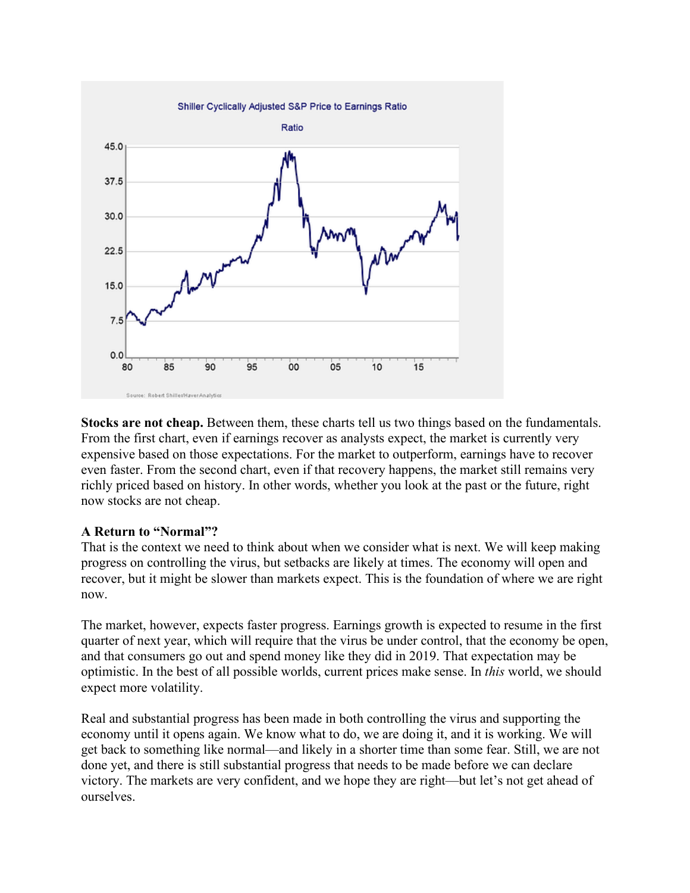**Stocks are not cheap.** Between them, these charts tell us two things based on the fundamentals. From the first chart, even if earnings recover as analysts expect, the market is currently very expensive based on those expectations. For the market to outperform, earnings have to recover even faster. From the second chart, even if that recovery happens, the market still remains very richly priced based on history. In other words, whether you look at the past or the future, right now stocks are not cheap.

**A Return to "Normal"?**

That is the context we need to think about when we consider what is next. We will keep making progress on controlling the virus, but setbacks are likely at times. The economy will open and recover, but it might be slower than markets expect. This is the foundation of where we are right now.

The market, however, expects faster progress. Earnings growth is expected to resume in the first quarter of next year, which will require that the virus be under control, that the economy be open, and that consumers go out and spend money like they did in 2019. That expectation may be optimistic. In the best of all possible worlds, current prices make sense. In *this* world, we should expect more volatility.

Real and substantial progress has been made in both controlling the virus and supporting the economy until it opens again. We know what to do, we are doing it, and it is working. We will get back to something like normal—and likely in a shorter time than some fear. Still, we are not done yet, and there is still substantial progress that needs to be made before we can declare victory. The markets are very confident, and we hope they are right—but let's not get ahead of ourselves.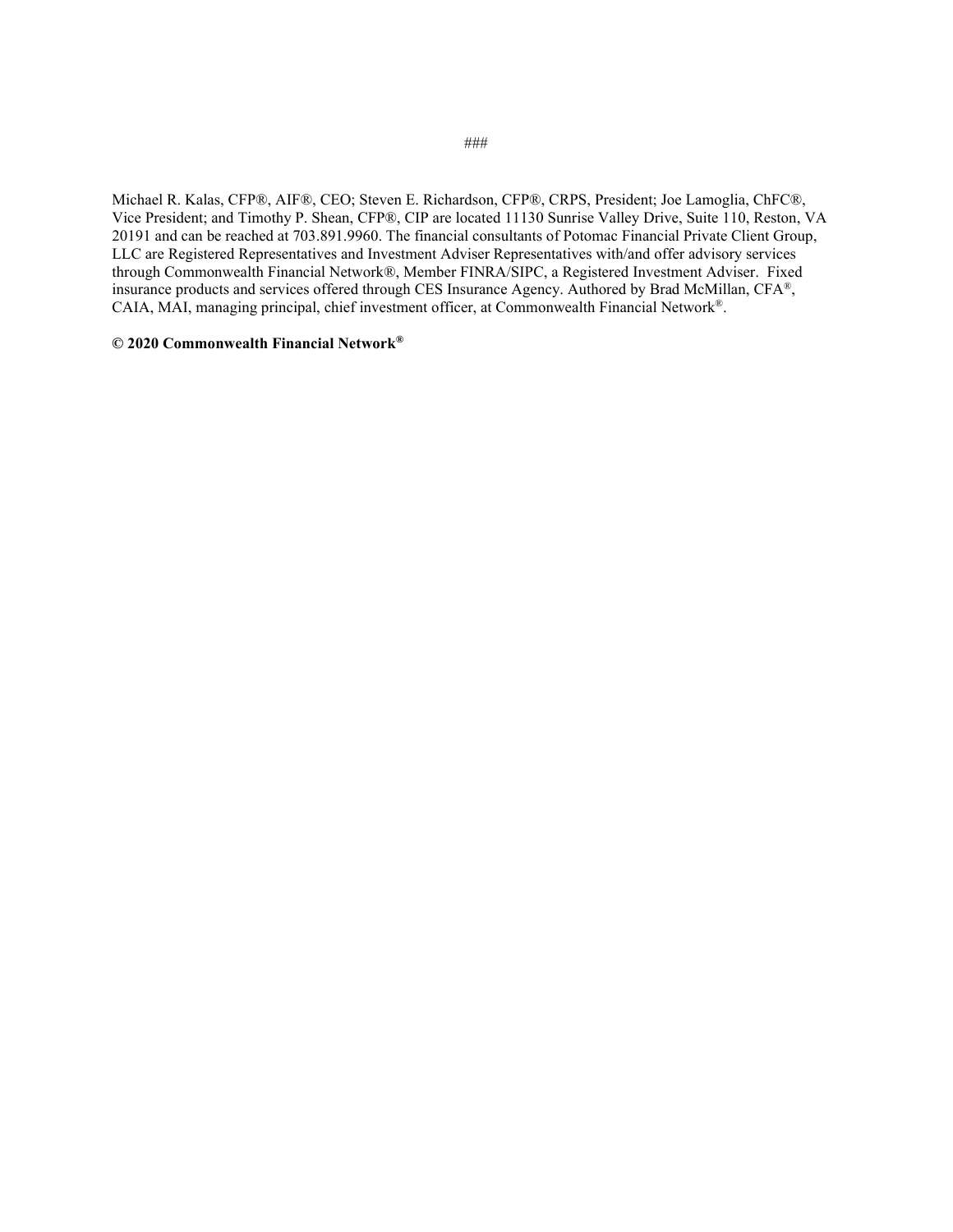###

Michael R. Kalas, CFP®, AIF®, CEO; Steven E. Richardson, CFP®, CRPS, President; Joe Lamoglia, ChFC®, Vice President; and Timothy P. Shean, CFP®, CIP are located 11130 Sunrise Valley Drive, Suite 110, Reston, VA 20191 and can be reached at 703.891.9960. The financial consultants of Potomac Financial Private Client Group, LLC are Registered Representatives and Investment Adviser Representatives with/and offer advisory services through Commonwealth Financial Network®, Member FINRA/SIPC, a Registered Investment Adviser. Fixed insurance products and services offered through CES Insurance Agency. Authored by Brad McMillan, CFA®, CAIA, MAI, managing principal, chief investment officer, at Commonwealth Financial Network®.

**© 2020 Commonwealth Financial Network®**